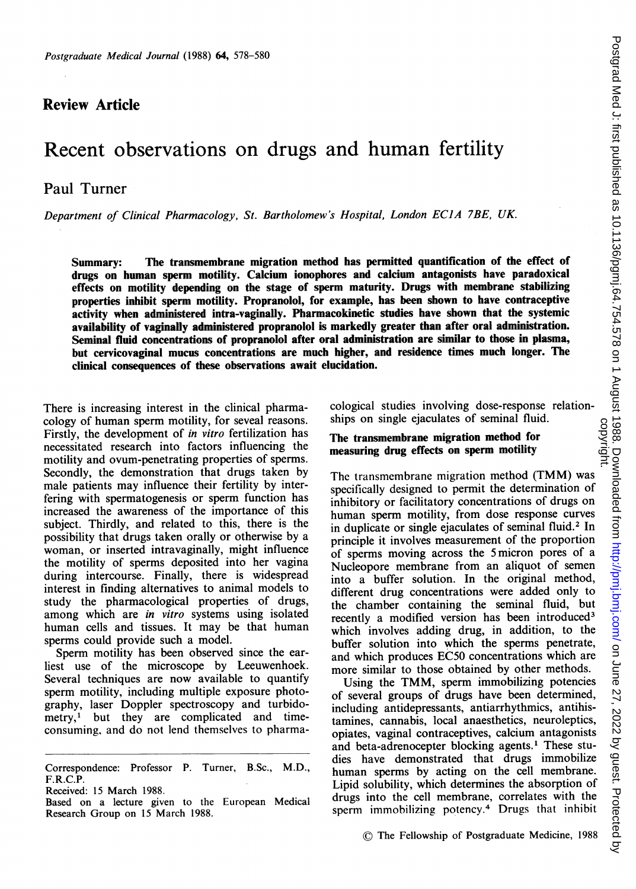## Review Article

# Recent observations on drugs and human fertility

Paul Turner

*Department of Clinical Pharmacology, St. Bartholomew's Hospital, London EC1A 7BE, UK.*

**Summary: The transmembrane migration method has permitted quantification of the effect of drugs on human sperm motility. Calcium ionophores and calcium antagonists have paradoxical effects on motility depending on the stage of sperm maturity. Drugs with membrane stabilizing properties inhibit sperm motility. Propranolol, for example, has been shown to have contraceptive activity when administered intra-vaginally. Pharmacokinetic studies have shown that the systemic availability of vaginally administered propranolol is markedly greater than after oral administration. Seminal fluid concentrations of propranolol after oral administration are similar to those in plasma, but cervicovaginal mucus concentrations are much higher, and residence times much longer. The clinical consequences of these observations await elucidation.**

There is increasing interest in the clinical pharmacology of human sperm motility, for several reasons. Firstly, the development of *in vitro* fertilization has necessitated research into factors influencing the motility and ovum-penetrating properties of sperms. Secondly, the demonstration that drugs taken by male patients may influence their fertility by interfering with spermatogenesis or sperm function has increased the awareness of the importance of this subject. Thirdly, and related to this, there is the possibility that drugs taken orally or otherwise by a woman, or inserted intravaginally, might influence the motility of sperms deposited into her vagina during intercourse. Finally, there is widespread interest in finding alternatives to animal models to study the pharmacological properties of drugs, among which are *in vitro* systems using isolated human cells and tissues. It may be that human sperms could provide such a model.

Sperm motility has been observed since the earliest use of the microscope by Leeuwenhoek. Several techniques are now available to quantify sperm motility, including multiple exposure photography, laser Doppler spectroscopy and turbidometry,[1] but they are complicated and time-consuming, and do not lend themselves to pharmacological studies involving dose-response relationships on single ejaculates of seminal fluid.

### The transmembrane migration method for measuring drug effects on sperm motility

The transmembrane migration method (TMM) was specifically designed to permit the determination of inhibitory or facilitatory concentrations of drugs on human sperm motility, from dose response curves in duplicate or single ejaculates of seminal fluid.[2] In principle it involves measurement of the proportion of sperms moving across the 5 micron pores of a Nucleopore membrane from an aliquot of semen into a buffer solution. In the original method, different drug concentrations were added only to the chamber containing the seminal fluid, but recently a modified version has been introduced[3] which involves adding drug, in addition, to the buffer solution into which the sperms penetrate, and which produces EC50 concentrations which are more similar to those obtained by other methods.

Using the TMM, sperm immobilizing potencies of several groups of drugs have been determined, including antidepressants, antiarrhythmics, antihistamines, cannabis, local anaesthetics, neuroleptics, opiates, vaginal contraceptives, calcium antagonists and beta-adrenocepter blocking agents.[1] These studies have demonstrated that drugs immobilize human sperms by acting on the cell membrane. Lipid solubility, which determines the absorption of drugs into the cell membrane, correlates with the sperm immobilizing potency.[4] Drugs that inhibit

Correspondence: Professor P. Turner, B.Sc., M.D., F.R.C.P.
Received: 15 March 1988.
Based on a lecture given to the European Medical Research Group on 15 March 1988.

© The Fellowship of Postgraduate Medicine, 1988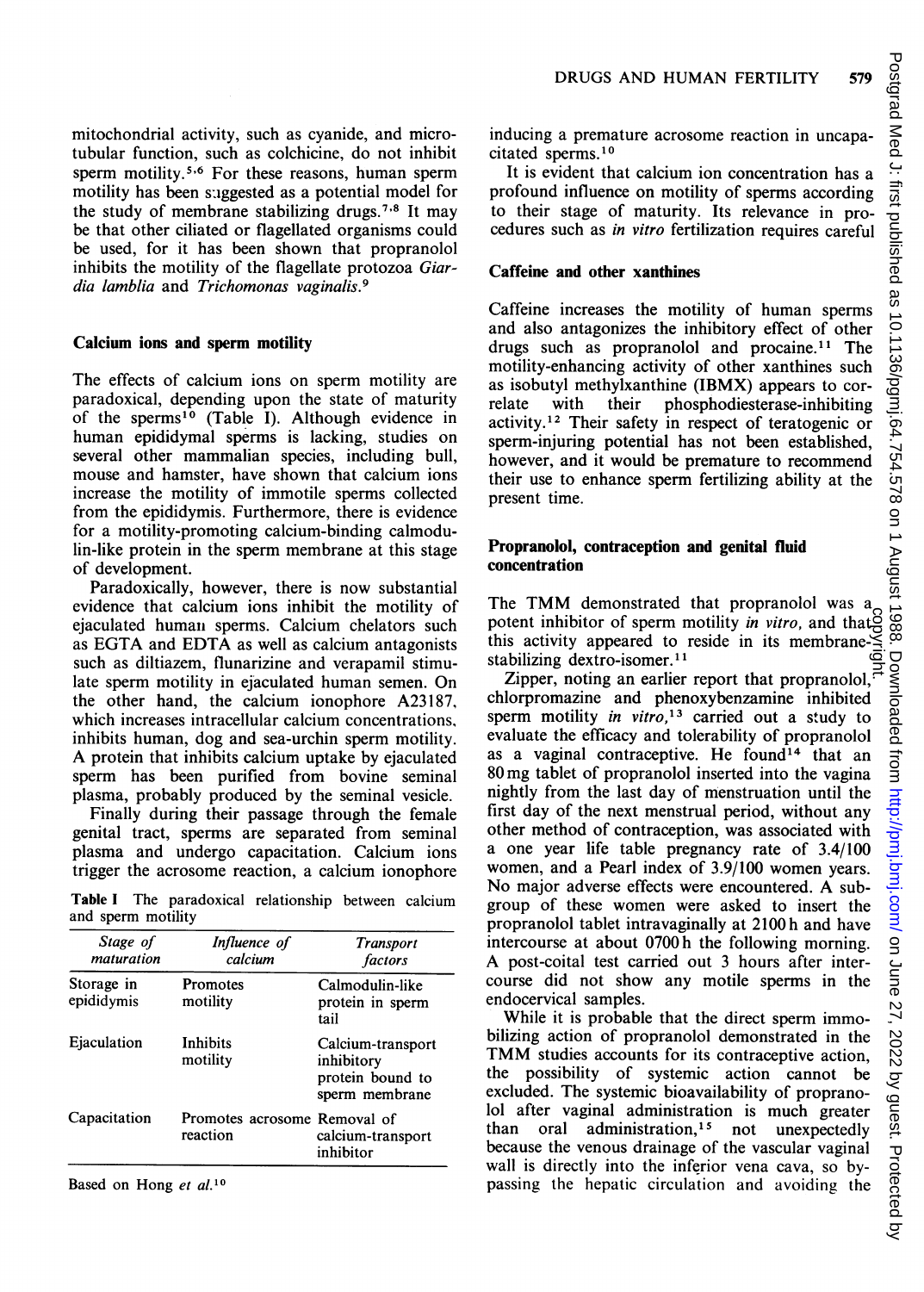mitochondrial activity, such as cyanide, and microtubular function, such as colchicine, do not inhibit sperm motility.[5,6] For these reasons, human sperm motility has been suggested as a potential model for the study of membrane stabilizing drugs.[7,8] It may be that other ciliated or flagellated organisms could be used, for it has been shown that propranolol inhibits the motility of the flagellate protozoa *Giardia lamblia* and *Trichomonas vaginalis*.[9]

## Calcium ions and sperm motility

The effects of calcium ions on sperm motility are paradoxical, depending upon the state of maturity of the sperms[10] (Table I). Although evidence in human epididymal sperms is lacking, studies on several other mammalian species, including bull, mouse and hamster, have shown that calcium ions increase the motility of immotile sperms collected from the epididymis. Furthermore, there is evidence for a motility-promoting calcium-binding calmodulin-like protein in the sperm membrane at this stage of development.

Paradoxically, however, there is now substantial evidence that calcium ions inhibit the motility of ejaculated human sperms. Calcium chelators such as EGTA and EDTA as well as calcium antagonists such as diltiazem, flunarizine and verapamil stimulate sperm motility in ejaculated human semen. On the other hand, the calcium ionophore A23187, which increases intracellular calcium concentrations, inhibits human, dog and sea-urchin sperm motility. A protein that inhibits calcium uptake by ejaculated sperm has been purified from bovine seminal plasma, probably produced by the seminal vesicle.

Finally during their passage through the female genital tract, sperms are separated from seminal plasma and undergo capacitation. Calcium ions trigger the acrosome reaction, a calcium ionophore inducing a premature acrosome reaction in uncapacitated sperms.[10]

**Table I** The paradoxical relationship between calcium and sperm motility

| *Stage of maturation* | *Influence of calcium* | *Transport factors* |
|---|---|---|
| Storage in epididymis | Promotes motility | Calmodulin-like protein in sperm tail |
| Ejaculation | Inhibits motility | Calcium-transport inhibitory protein bound to sperm membrane |
| Capacitation | Promotes acrosome reaction | Removal of calcium-transport inhibitor |

Based on Hong *et al.*[10]

It is evident that calcium ion concentration has a profound influence on motility of sperms according to their stage of maturity. Its relevance in procedures such as *in vitro* fertilization requires careful

## Caffeine and other xanthines

Caffeine increases the motility of human sperms and also antagonizes the inhibitory effect of other drugs such as propranolol and procaine.[11] The motility-enhancing activity of other xanthines such as isobutyl methylxanthine (IBMX) appears to correlate with their phosphodiesterase-inhibiting activity.[12] Their safety in respect of teratogenic or sperm-injuring potential has not been established, however, and it would be premature to recommend their use to enhance sperm fertilizing ability at the present time.

## Propranolol, contraception and genital fluid concentration

The TMM demonstrated that propranolol was a potent inhibitor of sperm motility *in vitro*, and that this activity appeared to reside in its membrane-stabilizing dextro-isomer.[11]

Zipper, noting an earlier report that propranolol, chlorpromazine and phenoxybenzamine inhibited sperm motility *in vitro*,[13] carried out a study to evaluate the efficacy and tolerability of propranolol as a vaginal contraceptive. He found[14] that an 80 mg tablet of propranolol inserted into the vagina nightly from the last day of menstruation until the first day of the next menstrual period, without any other method of contraception, was associated with a one year life table pregnancy rate of 3.4/100 women, and a Pearl index of 3.9/100 women years. No major adverse effects were encountered. A subgroup of these women were asked to insert the propranolol tablet intravaginally at 2100 h and have intercourse at about 0700 h the following morning. A post-coital test carried out 3 hours after intercourse did not show any motile sperms in the endocervical samples.

While it is probable that the direct sperm immobilizing action of propranolol demonstrated in the TMM studies accounts for its contraceptive action, the possibility of systemic action cannot be excluded. The systemic bioavailability of propranolol after vaginal administration is much greater than oral administration,[15] not unexpectedly because the venous drainage of the vascular vaginal wall is directly into the inferior vena cava, so bypassing the hepatic circulation and avoiding the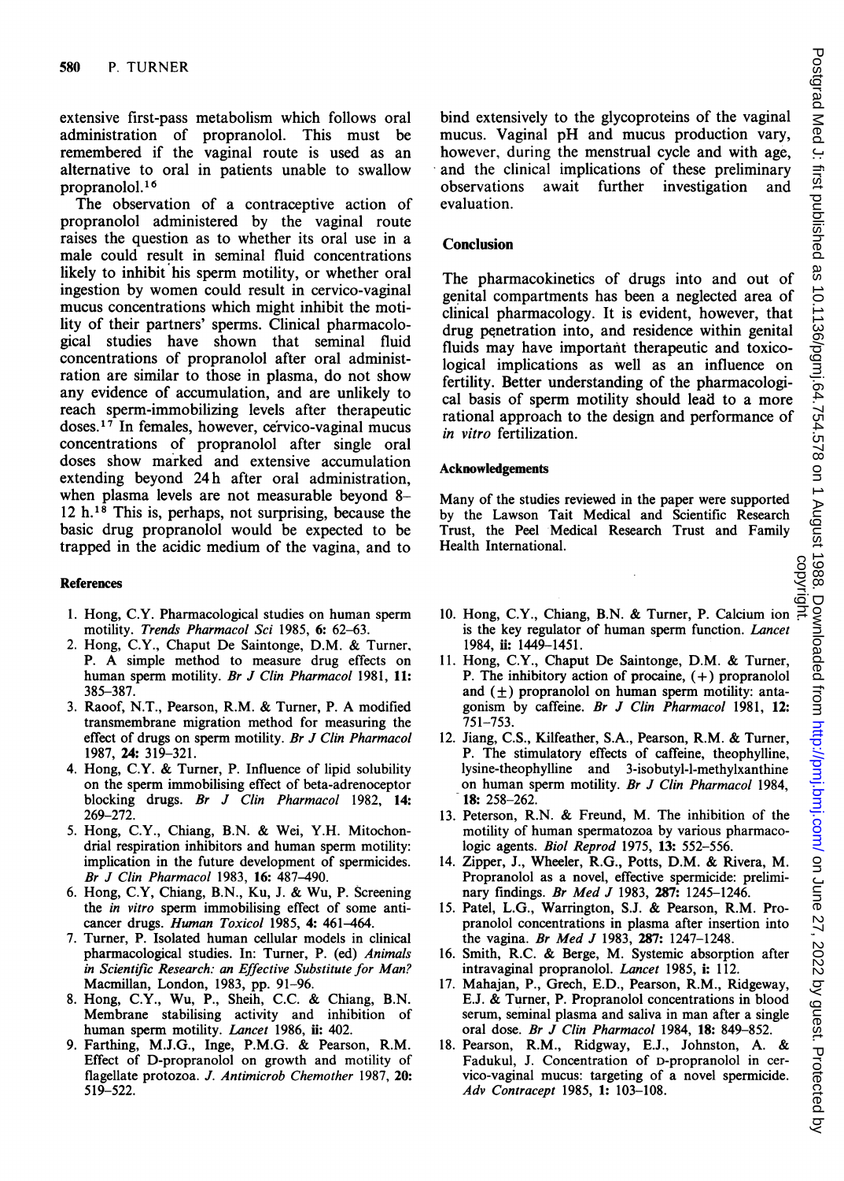extensive first-pass metabolism which follows oral administration of propranolol. This must be remembered if the vaginal route is used as an alternative to oral in patients unable to swallow propranolol.[16]

The observation of a contraceptive action of propranolol administered by the vaginal route raises the question as to whether its oral use in a male could result in seminal fluid concentrations likely to inhibit his sperm motility, or whether oral ingestion by women could result in cervico-vaginal mucus concentrations which might inhibit the motility of their partners' sperms. Clinical pharmacological studies have shown that seminal fluid concentrations of propranolol after oral administration are similar to those in plasma, do not show any evidence of accumulation, and are unlikely to reach sperm-immobilizing levels after therapeutic doses.[17] In females, however, cervico-vaginal mucus concentrations of propranolol after single oral doses show marked and extensive accumulation extending beyond 24 h after oral administration, when plasma levels are not measurable beyond 8–12 h.[18] This is, perhaps, not surprising, because the basic drug propranolol would be expected to be trapped in the acidic medium of the vagina, and to bind extensively to the glycoproteins of the vaginal mucus. Vaginal pH and mucus production vary, however, during the menstrual cycle and with age, and the clinical implications of these preliminary observations await further investigation and evaluation.

## Conclusion

The pharmacokinetics of drugs into and out of genital compartments has been a neglected area of clinical pharmacology. It is evident, however, that drug penetration into, and residence within genital fluids may have important therapeutic and toxicological implications as well as an influence on fertility. Better understanding of the pharmacological basis of sperm motility should lead to a more rational approach to the design and performance of *in vitro* fertilization.

### Acknowledgements

Many of the studies reviewed in the paper were supported by the Lawson Tait Medical and Scientific Research Trust, the Peel Medical Research Trust and Family Health International.

## References

1. Hong, C.Y. Pharmacological studies on human sperm motility. *Trends Pharmacol Sci* 1985, **6:** 62–63.
2. Hong, C.Y., Chaput De Saintonge, D.M. & Turner, P. A simple method to measure drug effects on human sperm motility. *Br J Clin Pharmacol* 1981, **11:** 385–387.
3. Raoof, N.T., Pearson, R.M. & Turner, P. A modified transmembrane migration method for measuring the effect of drugs on sperm motility. *Br J Clin Pharmacol* 1987, **24:** 319–321.
4. Hong, C.Y. & Turner, P. Influence of lipid solubility on the sperm immobilising effect of beta-adrenoceptor blocking drugs. *Br J Clin Pharmacol* 1982, **14:** 269–272.
5. Hong, C.Y., Chiang, B.N. & Wei, Y.H. Mitochondrial respiration inhibitors and human sperm motility: implication in the future development of spermicides. *Br J Clin Pharmacol* 1983, **16:** 487–490.
6. Hong, C.Y, Chiang, B.N., Ku, J. & Wu, P. Screening the *in vitro* sperm immobilising effect of some anticancer drugs. *Human Toxicol* 1985, **4:** 461–464.
7. Turner, P. Isolated human cellular models in clinical pharmacological studies. In: Turner, P. (ed) *Animals in Scientific Research: an Effective Substitute for Man?* Macmillan, London, 1983, pp. 91–96.
8. Hong, C.Y., Wu, P., Sheih, C.C. & Chiang, B.N. Membrane stabilising activity and inhibition of human sperm motility. *Lancet* 1986, **ii:** 402.
9. Farthing, M.J.G., Inge, P.M.G. & Pearson, R.M. Effect of D-propranolol on growth and motility of flagellate protozoa. *J. Antimicrob Chemother* 1987, **20:** 519–522.
10. Hong, C.Y., Chiang, B.N. & Turner, P. Calcium ion is the key regulator of human sperm function. *Lancet* 1984, **ii:** 1449–1451.
11. Hong, C.Y., Chaput De Saintonge, D.M. & Turner, P. The inhibitory action of procaine, (+) propranolol and (±) propranolol on human sperm motility: antagonism by caffeine. *Br J Clin Pharmacol* 1981, **12:** 751–753.
12. Jiang, C.S., Kilfeather, S.A., Pearson, R.M. & Turner, P. The stimulatory effects of caffeine, theophylline, lysine-theophylline and 3-isobutyl-l-methylxanthine on human sperm motility. *Br J Clin Pharmacol* 1984, **18:** 258–262.
13. Peterson, R.N. & Freund, M. The inhibition of the motility of human spermatozoa by various pharmacologic agents. *Biol Reprod* 1975, **13:** 552–556.
14. Zipper, J., Wheeler, R.G., Potts, D.M. & Rivera, M. Propranolol as a novel, effective spermicide: preliminary findings. *Br Med J* 1983, **287:** 1245–1246.
15. Patel, L.G., Warrington, S.J. & Pearson, R.M. Propranolol concentrations in plasma after insertion into the vagina. *Br Med J* 1983, **287:** 1247–1248.
16. Smith, R.C. & Berge, M. Systemic absorption after intravaginal propranolol. *Lancet* 1985, **i:** 112.
17. Mahajan, P., Grech, E.D., Pearson, R.M., Ridgeway, E.J. & Turner, P. Propranolol concentrations in blood serum, seminal plasma and saliva in man after a single oral dose. *Br J Clin Pharmacol* 1984, **18:** 849–852.
18. Pearson, R.M., Ridgway, E.J., Johnston, A. & Fadukul, J. Concentration of D-propranolol in cervico-vaginal mucus: targeting of a novel spermicide. *Adv Contracept* 1985, **1:** 103–108.